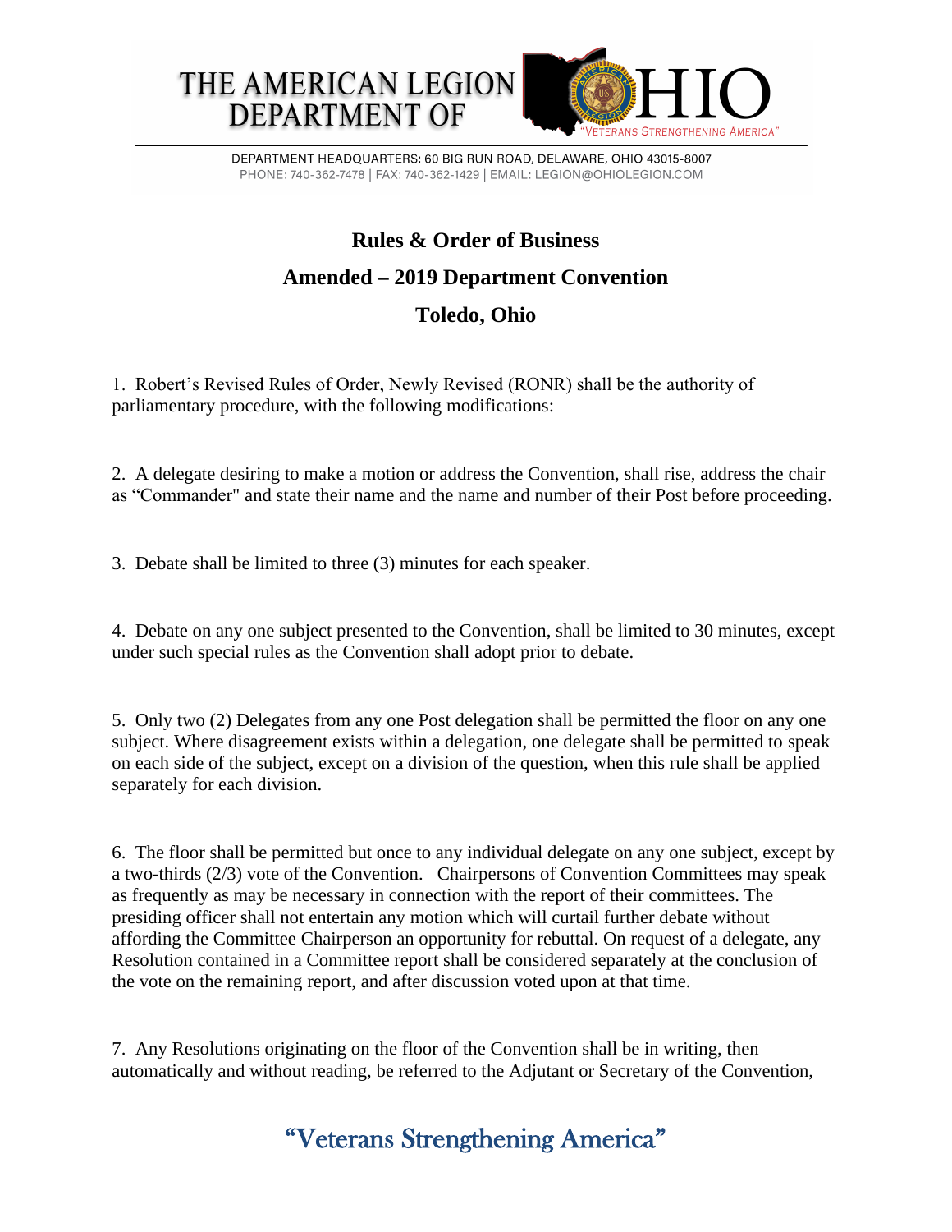# THE AMERICAN LEGION DEPARTMENT OF OHIO

"VETERANS STRENGTHENING AMERICA"

DEPARTMENT HEADQUARTERS: 60 BIG RUN ROAD, DELAWARE, OHIO 43015-8007
PHONE: 740-362-7478 | FAX: 740-362-1429 | EMAIL: LEGION@OHIOLEGION.COM

## Rules & Order of Business

## Amended – 2019 Department Convention

## Toledo, Ohio

1. Robert's Revised Rules of Order, Newly Revised (RONR) shall be the authority of parliamentary procedure, with the following modifications:

2. A delegate desiring to make a motion or address the Convention, shall rise, address the chair as "Commander" and state their name and the name and number of their Post before proceeding.

3. Debate shall be limited to three (3) minutes for each speaker.

4. Debate on any one subject presented to the Convention, shall be limited to 30 minutes, except under such special rules as the Convention shall adopt prior to debate.

5. Only two (2) Delegates from any one Post delegation shall be permitted the floor on any one subject. Where disagreement exists within a delegation, one delegate shall be permitted to speak on each side of the subject, except on a division of the question, when this rule shall be applied separately for each division.

6. The floor shall be permitted but once to any individual delegate on any one subject, except by a two-thirds (2/3) vote of the Convention. Chairpersons of Convention Committees may speak as frequently as may be necessary in connection with the report of their committees. The presiding officer shall not entertain any motion which will curtail further debate without affording the Committee Chairperson an opportunity for rebuttal. On request of a delegate, any Resolution contained in a Committee report shall be considered separately at the conclusion of the vote on the remaining report, and after discussion voted upon at that time.

7. Any Resolutions originating on the floor of the Convention shall be in writing, then automatically and without reading, be referred to the Adjutant or Secretary of the Convention,

"Veterans Strengthening America"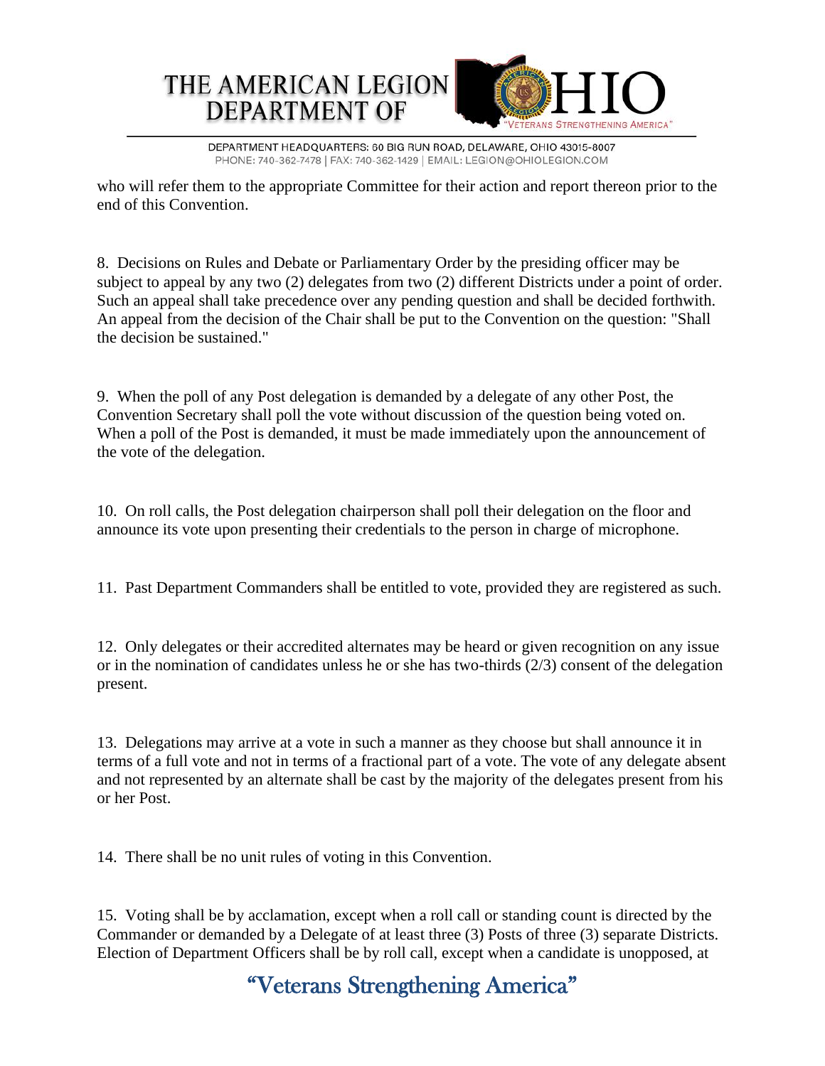who will refer them to the appropriate Committee for their action and report thereon prior to the end of this Convention.

8. Decisions on Rules and Debate or Parliamentary Order by the presiding officer may be subject to appeal by any two (2) delegates from two (2) different Districts under a point of order. Such an appeal shall take precedence over any pending question and shall be decided forthwith. An appeal from the decision of the Chair shall be put to the Convention on the question: "Shall the decision be sustained."

9. When the poll of any Post delegation is demanded by a delegate of any other Post, the Convention Secretary shall poll the vote without discussion of the question being voted on. When a poll of the Post is demanded, it must be made immediately upon the announcement of the vote of the delegation.

10. On roll calls, the Post delegation chairperson shall poll their delegation on the floor and announce its vote upon presenting their credentials to the person in charge of microphone.

11. Past Department Commanders shall be entitled to vote, provided they are registered as such.

12. Only delegates or their accredited alternates may be heard or given recognition on any issue or in the nomination of candidates unless he or she has two-thirds (2/3) consent of the delegation present.

13. Delegations may arrive at a vote in such a manner as they choose but shall announce it in terms of a full vote and not in terms of a fractional part of a vote. The vote of any delegate absent and not represented by an alternate shall be cast by the majority of the delegates present from his or her Post.

14. There shall be no unit rules of voting in this Convention.

15. Voting shall be by acclamation, except when a roll call or standing count is directed by the Commander or demanded by a Delegate of at least three (3) Posts of three (3) separate Districts. Election of Department Officers shall be by roll call, except when a candidate is unopposed, at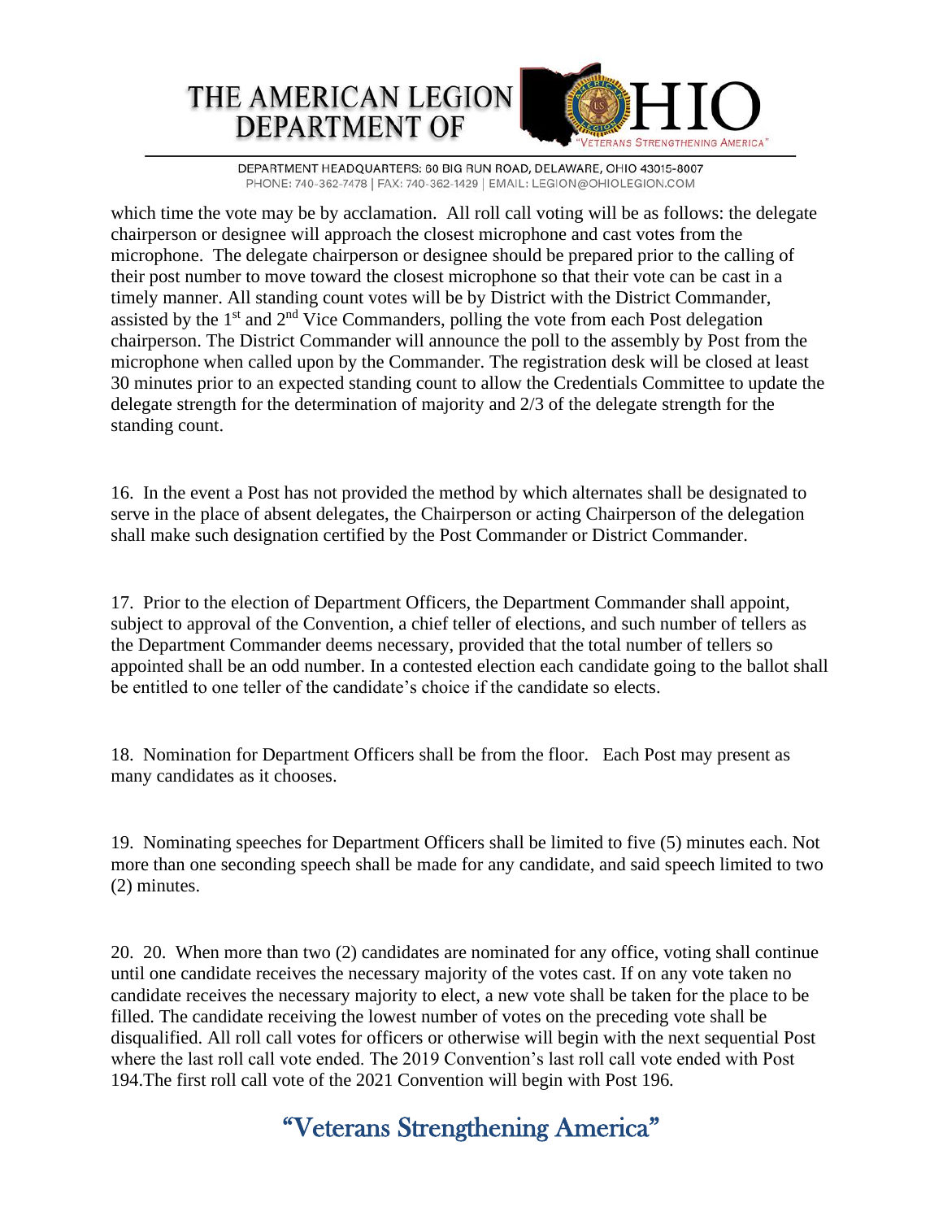which time the vote may be by acclamation. All roll call voting will be as follows: the delegate chairperson or designee will approach the closest microphone and cast votes from the microphone. The delegate chairperson or designee should be prepared prior to the calling of their post number to move toward the closest microphone so that their vote can be cast in a timely manner. All standing count votes will be by District with the District Commander, assisted by the 1st and 2nd Vice Commanders, polling the vote from each Post delegation chairperson. The District Commander will announce the poll to the assembly by Post from the microphone when called upon by the Commander. The registration desk will be closed at least 30 minutes prior to an expected standing count to allow the Credentials Committee to update the delegate strength for the determination of majority and 2/3 of the delegate strength for the standing count.

16. In the event a Post has not provided the method by which alternates shall be designated to serve in the place of absent delegates, the Chairperson or acting Chairperson of the delegation shall make such designation certified by the Post Commander or District Commander.

17. Prior to the election of Department Officers, the Department Commander shall appoint, subject to approval of the Convention, a chief teller of elections, and such number of tellers as the Department Commander deems necessary, provided that the total number of tellers so appointed shall be an odd number. In a contested election each candidate going to the ballot shall be entitled to one teller of the candidate's choice if the candidate so elects.

18. Nomination for Department Officers shall be from the floor. Each Post may present as many candidates as it chooses.

19. Nominating speeches for Department Officers shall be limited to five (5) minutes each. Not more than one seconding speech shall be made for any candidate, and said speech limited to two (2) minutes.

20. 20. When more than two (2) candidates are nominated for any office, voting shall continue until one candidate receives the necessary majority of the votes cast. If on any vote taken no candidate receives the necessary majority to elect, a new vote shall be taken for the place to be filled. The candidate receiving the lowest number of votes on the preceding vote shall be disqualified. All roll call votes for officers or otherwise will begin with the next sequential Post where the last roll call vote ended. The 2019 Convention's last roll call vote ended with Post 194.The first roll call vote of the 2021 Convention will begin with Post 196.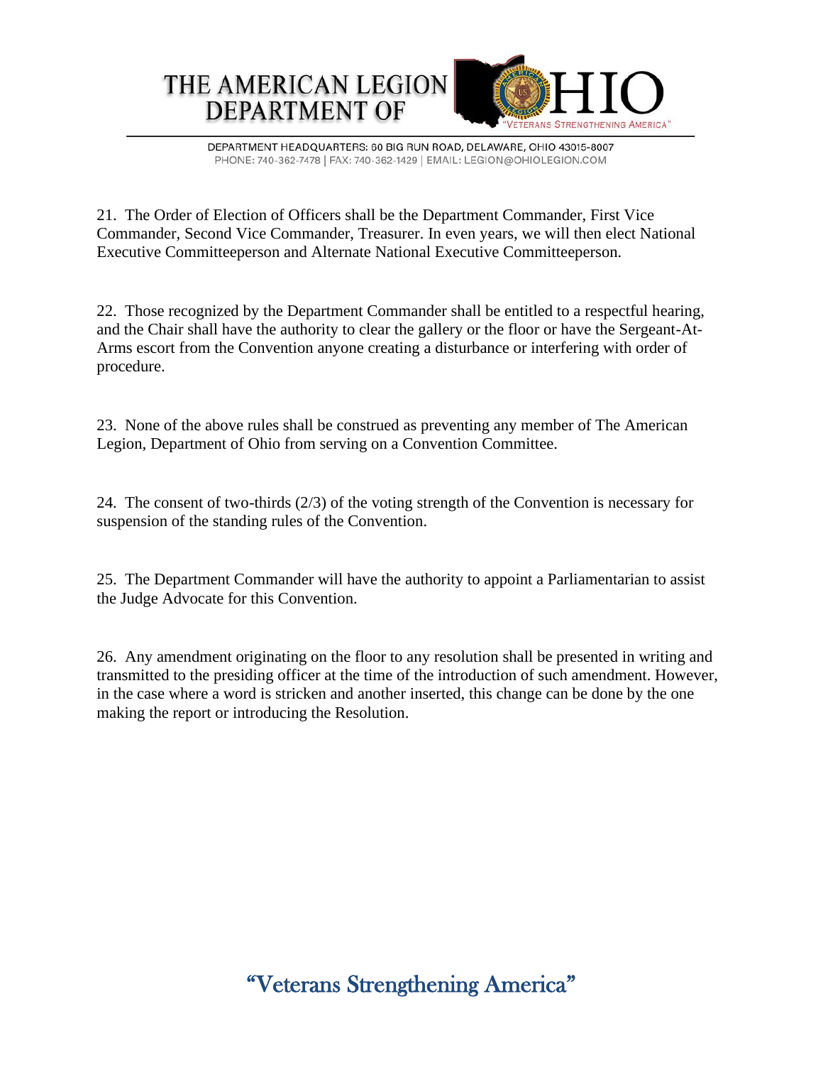21. The Order of Election of Officers shall be the Department Commander, First Vice Commander, Second Vice Commander, Treasurer. In even years, we will then elect National Executive Committeeperson and Alternate National Executive Committeeperson.

22. Those recognized by the Department Commander shall be entitled to a respectful hearing, and the Chair shall have the authority to clear the gallery or the floor or have the Sergeant-At-Arms escort from the Convention anyone creating a disturbance or interfering with order of procedure.

23. None of the above rules shall be construed as preventing any member of The American Legion, Department of Ohio from serving on a Convention Committee.

24. The consent of two-thirds (2/3) of the voting strength of the Convention is necessary for suspension of the standing rules of the Convention.

25. The Department Commander will have the authority to appoint a Parliamentarian to assist the Judge Advocate for this Convention.

26. Any amendment originating on the floor to any resolution shall be presented in writing and transmitted to the presiding officer at the time of the introduction of such amendment. However, in the case where a word is stricken and another inserted, this change can be done by the one making the report or introducing the Resolution.